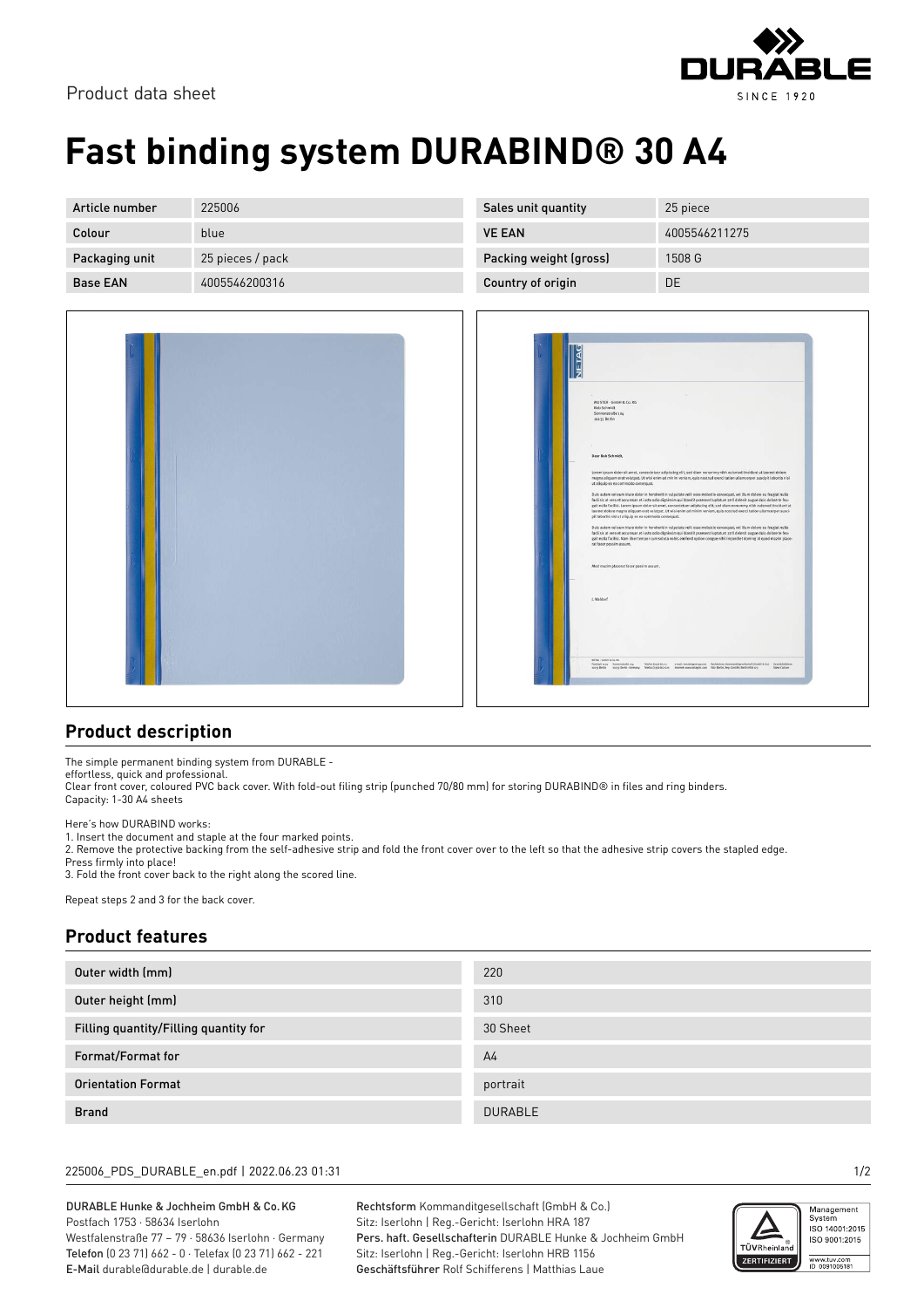Product data sheet

# Fast binding system DURABIND® 30 A4

| Article number | 225006 | Sales unit quantity | 25 piece |
|---|---|---|---|
| Colour | blue | VE EAN | 4005546211275 |
| Packaging unit | 25 pieces / pack | Packing weight (gross) | 1508 G |
| Base EAN | 4005546200316 | Country of origin | DE |

## Product description

The simple permanent binding system from DURABLE -
effortless, quick and professional.
Clear front cover, coloured PVC back cover. With fold-out filing strip (punched 70/80 mm) for storing DURABIND® in files and ring binders.
Capacity: 1-30 A4 sheets

Here's how DURABIND works:
1. Insert the document and staple at the four marked points.
2. Remove the protective backing from the self-adhesive strip and fold the front cover over to the left so that the adhesive strip covers the stapled edge.
Press firmly into place!
3. Fold the front cover back to the right along the scored line.

Repeat steps 2 and 3 for the back cover.

## Product features

| | |
|---|---|
| Outer width (mm) | 220 |
| Outer height (mm) | 310 |
| Filling quantity/Filling quantity for | 30 Sheet |
| Format/Format for | A4 |
| Orientation Format | portrait |
| Brand | DURABLE |

225006_PDS_DURABLE_en.pdf | 2022.06.23 01:31

DURABLE Hunke & Jochheim GmbH & Co.KG
Postfach 1753 · 58634 Iserlohn
Westfalenstraße 77 – 79 · 58636 Iserlohn · Germany
Telefon (0 23 71) 662 - 0 · Telefax (0 23 71) 662 - 221
E-Mail durable@durable.de | durable.de

Rechtsform Kommanditgesellschaft (GmbH & Co.)
Sitz: Iserlohn | Reg.-Gericht: Iserlohn HRA 187
Pers. haft. Gesellschafterin DURABLE Hunke & Jochheim GmbH
Sitz: Iserlohn | Reg.-Gericht: Iserlohn HRB 1156
Geschäftsführer Rolf Schifferens | Matthias Laue

Management System ISO 14001:2015 ISO 9001:2015
www.tuv.com ID 0091006181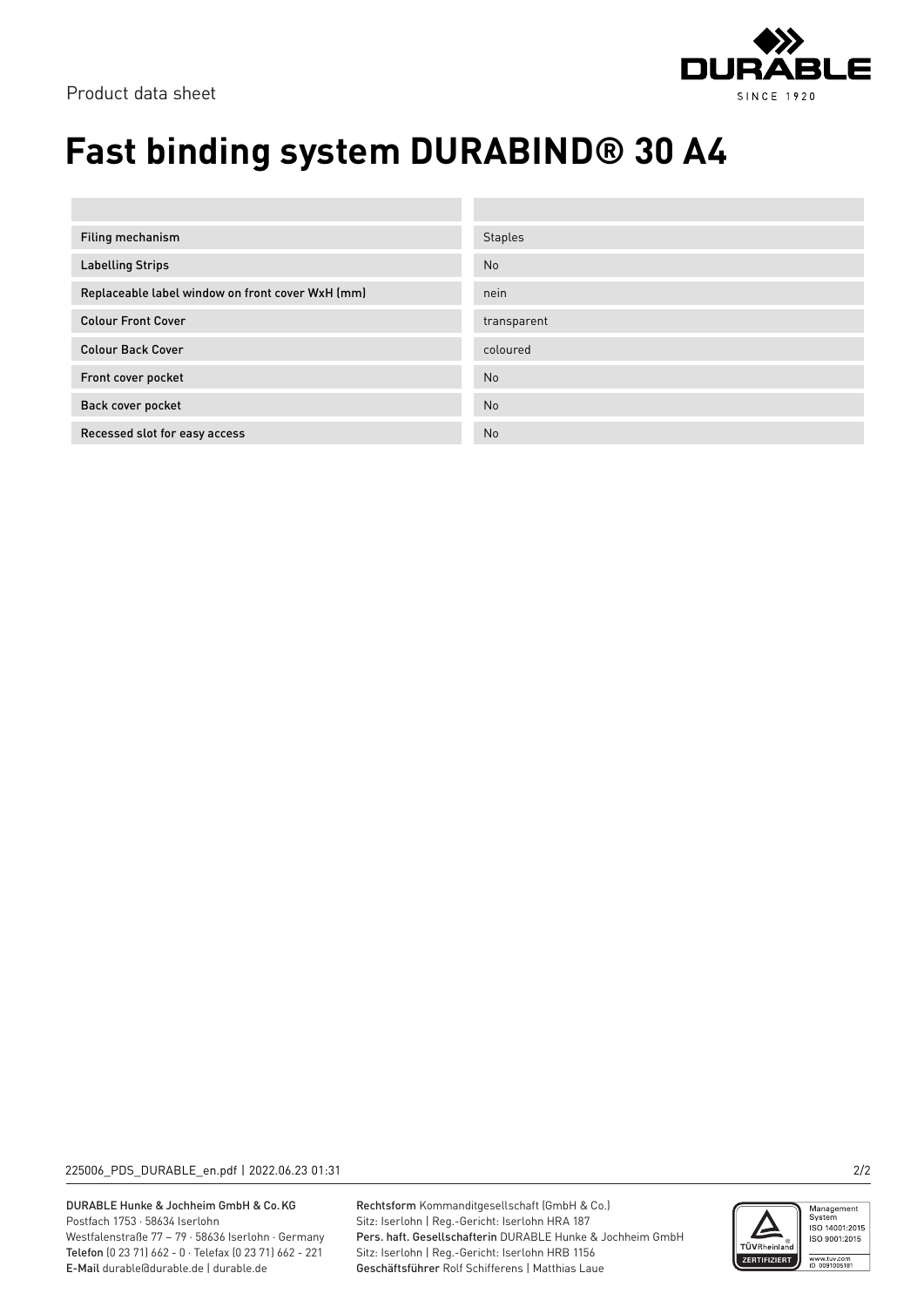# Fast binding system DURABIND® 30 A4

| | |
|---|---|
| Filing mechanism | Staples |
| Labelling Strips | No |
| Replaceable label window on front cover WxH (mm) | nein |
| Colour Front Cover | transparent |
| Colour Back Cover | coloured |
| Front cover pocket | No |
| Back cover pocket | No |
| Recessed slot for easy access | No |

225006_PDS_DURABLE_en.pdf | 2022.06.23 01:31

DURABLE Hunke & Jochheim GmbH & Co. KG
Postfach 1753 · 58634 Iserlohn
Westfalenstraße 77 – 79 · 58636 Iserlohn · Germany
Telefon (0 23 71) 662 - 0 · Telefax (0 23 71) 662 - 221
E-Mail durable@durable.de | durable.de

Rechtsform Kommanditgesellschaft (GmbH & Co.)
Sitz: Iserlohn | Reg.-Gericht: Iserlohn HRA 187
Pers. haft. Gesellschafterin DURABLE Hunke & Jochheim GmbH
Sitz: Iserlohn | Reg.-Gericht: Iserlohn HRB 1156
Geschäftsführer Rolf Schifferens | Matthias Laue